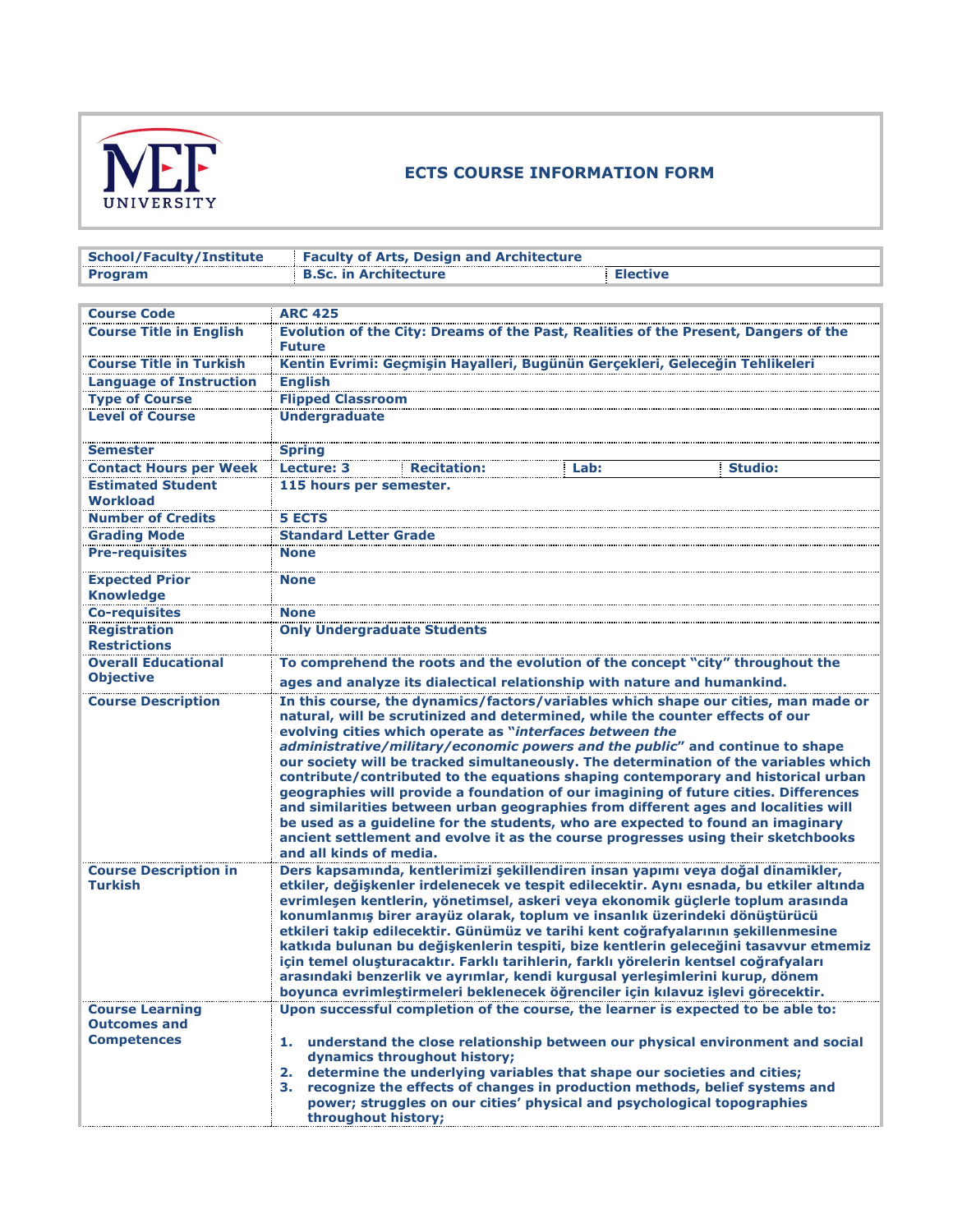# ECTS COURSE INFORMATION FORM

| School/Faculty/Institute | Faculty of Arts, Design and Architecture | |
|---|---|---|
| Program | B.Sc. in Architecture | Elective |

| Course Code | ARC 425 | | | |
|---|---|---|---|---|
| Course Title in English | Evolution of the City: Dreams of the Past, Realities of the Present, Dangers of the Future | | | |
| Course Title in Turkish | Kentin Evrimi: Geçmişin Hayalleri, Bugünün Gerçekleri, Geleceğin Tehlikeleri | | | |
| Language of Instruction | English | | | |
| Type of Course | Flipped Classroom | | | |
| Level of Course | Undergraduate | | | |
| Semester | Spring | | | |
| Contact Hours per Week | Lecture: 3 | Recitation: | Lab: | Studio: |
| Estimated Student Workload | 115 hours per semester. | | | |
| Number of Credits | 5 ECTS | | | |
| Grading Mode | Standard Letter Grade | | | |
| Pre-requisites | None | | | |
| Expected Prior Knowledge | None | | | |
| Co-requisites | None | | | |
| Registration Restrictions | Only Undergraduate Students | | | |
| Overall Educational Objective | To comprehend the roots and the evolution of the concept "city" throughout the ages and analyze its dialectical relationship with nature and humankind. | | | |
| Course Description | In this course, the dynamics/factors/variables which shape our cities, man made or natural, will be scrutinized and determined, while the counter effects of our evolving cities which operate as "*interfaces between the administrative/military/economic powers and the public*" and continue to shape our society will be tracked simultaneously. The determination of the variables which contribute/contributed to the equations shaping contemporary and historical urban geographies will provide a foundation of our imagining of future cities. Differences and similarities between urban geographies from different ages and localities will be used as a guideline for the students, who are expected to found an imaginary ancient settlement and evolve it as the course progresses using their sketchbooks and all kinds of media. | | | |
| Course Description in Turkish | Ders kapsamında, kentlerimizi şekillendiren insan yapımı veya doğal dinamikler, etkiler, değişkenler irdelenecek ve tespit edilecektir. Aynı esnada, bu etkiler altında evrimleşen kentlerin, yönetimsel, askeri veya ekonomik güçlerle toplum arasında konumlanmış birer arayüz olarak, toplum ve insanlık üzerindeki dönüştürücü etkileri takip edilecektir. Günümüz ve tarihi kent coğrafyalarının şekillenmesine katkıda bulunan bu değişkenlerin tespiti, bize kentlerin geleceğini tasavvur etmemiz için temel oluşturacaktır. Farklı tarihlerin, farklı yörelerin kentsel coğrafyaları arasındaki benzerlik ve ayrımlar, kendi kurgusal yerleşimlerini kurup, dönem boyunca evrimleştirmeleri beklenecek öğrenciler için kılavuz işlevi görecektir. | | | |
| Course Learning Outcomes and Competences | Upon successful completion of the course, the learner is expected to be able to:<br><br>1. understand the close relationship between our physical environment and social dynamics throughout history;<br>2. determine the underlying variables that shape our societies and cities;<br>3. recognize the effects of changes in production methods, belief systems and power; struggles on our cities' physical and psychological topographies throughout history; | | | |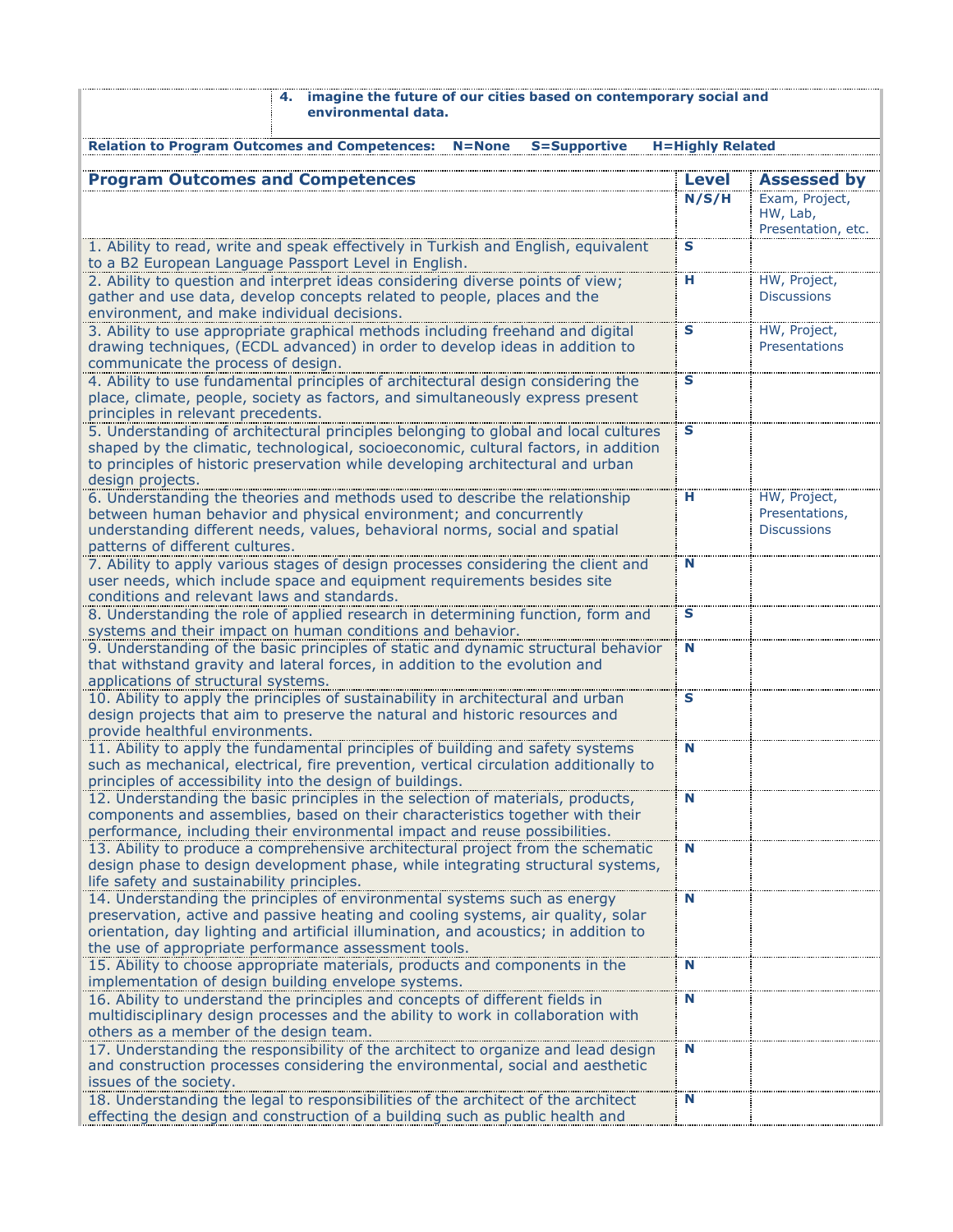| | 4. imagine the future of our cities based on contemporary social and environmental data. |
|---|---|

**Relation to Program Outcomes and Competences: N=None S=Supportive H=Highly Related**

| Program Outcomes and Competences | Level | Assessed by |
|---|---|---|
| | N/S/H | Exam, Project, HW, Lab, Presentation, etc. |
| 1. Ability to read, write and speak effectively in Turkish and English, equivalent to a B2 European Language Passport Level in English. | S | |
| 2. Ability to question and interpret ideas considering diverse points of view; gather and use data, develop concepts related to people, places and the environment, and make individual decisions. | H | HW, Project, Discussions |
| 3. Ability to use appropriate graphical methods including freehand and digital drawing techniques, (ECDL advanced) in order to develop ideas in addition to communicate the process of design. | S | HW, Project, Presentations |
| 4. Ability to use fundamental principles of architectural design considering the place, climate, people, society as factors, and simultaneously express present principles in relevant precedents. | S | |
| 5. Understanding of architectural principles belonging to global and local cultures shaped by the climatic, technological, socioeconomic, cultural factors, in addition to principles of historic preservation while developing architectural and urban design projects. | S | |
| 6. Understanding the theories and methods used to describe the relationship between human behavior and physical environment; and concurrently understanding different needs, values, behavioral norms, social and spatial patterns of different cultures. | H | HW, Project, Presentations, Discussions |
| 7. Ability to apply various stages of design processes considering the client and user needs, which include space and equipment requirements besides site conditions and relevant laws and standards. | N | |
| 8. Understanding the role of applied research in determining function, form and systems and their impact on human conditions and behavior. | S | |
| 9. Understanding of the basic principles of static and dynamic structural behavior that withstand gravity and lateral forces, in addition to the evolution and applications of structural systems. | N | |
| 10. Ability to apply the principles of sustainability in architectural and urban design projects that aim to preserve the natural and historic resources and provide healthful environments. | S | |
| 11. Ability to apply the fundamental principles of building and safety systems such as mechanical, electrical, fire prevention, vertical circulation additionally to principles of accessibility into the design of buildings. | N | |
| 12. Understanding the basic principles in the selection of materials, products, components and assemblies, based on their characteristics together with their performance, including their environmental impact and reuse possibilities. | N | |
| 13. Ability to produce a comprehensive architectural project from the schematic design phase to design development phase, while integrating structural systems, life safety and sustainability principles. | N | |
| 14. Understanding the principles of environmental systems such as energy preservation, active and passive heating and cooling systems, air quality, solar orientation, day lighting and artificial illumination, and acoustics; in addition to the use of appropriate performance assessment tools. | N | |
| 15. Ability to choose appropriate materials, products and components in the implementation of design building envelope systems. | N | |
| 16. Ability to understand the principles and concepts of different fields in multidisciplinary design processes and the ability to work in collaboration with others as a member of the design team. | N | |
| 17. Understanding the responsibility of the architect to organize and lead design and construction processes considering the environmental, social and aesthetic issues of the society. | N | |
| 18. Understanding the legal to responsibilities of the architect of the architect effecting the design and construction of a building such as public health and | N | |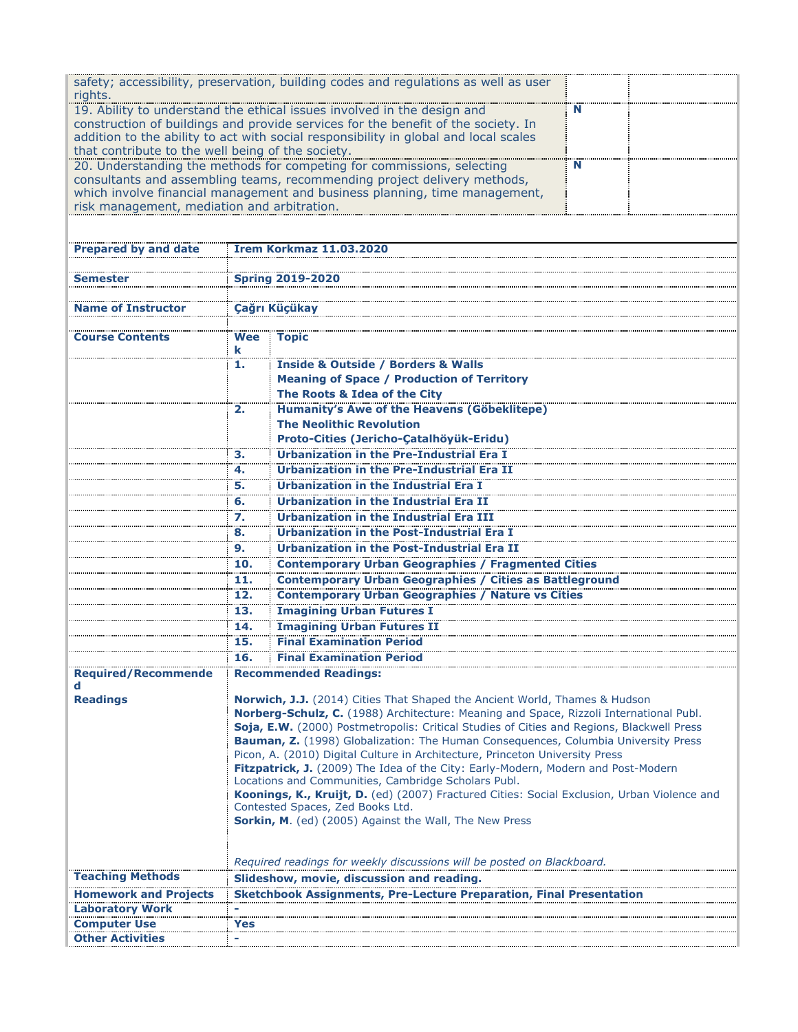| | | |
|---|---|---|
| safety; accessibility, preservation, building codes and regulations as well as user rights. | | |
| 19. Ability to understand the ethical issues involved in the design and construction of buildings and provide services for the benefit of the society. In addition to the ability to act with social responsibility in global and local scales that contribute to the well being of the society. | **N** | |
| 20. Understanding the methods for competing for commissions, selecting consultants and assembling teams, recommending project delivery methods, which involve financial management and business planning, time management, risk management, mediation and arbitration. | **N** | |

| | | |
|---|---|---|
| **Prepared by and date** | **İrem Korkmaz 11.03.2020** | |
| **Semester** | **Spring 2019-2020** | |
| **Name of Instructor** | **Çağrı Küçükay** | |
| **Course Contents** | **Week** | **Topic** |
| | **1.** | **Inside & Outside / Borders & Walls**<br>**Meaning of Space / Production of Territory**<br>**The Roots & Idea of the City** |
| | **2.** | **Humanity's Awe of the Heavens (Göbeklitepe)**<br>**The Neolithic Revolution**<br>**Proto-Cities (Jericho-Çatalhöyük-Eridu)** |
| | **3.** | **Urbanization in the Pre-Industrial Era I** |
| | **4.** | **Urbanization in the Pre-Industrial Era II** |
| | **5.** | **Urbanization in the Industrial Era I** |
| | **6.** | **Urbanization in the Industrial Era II** |
| | **7.** | **Urbanization in the Industrial Era III** |
| | **8.** | **Urbanization in the Post-Industrial Era I** |
| | **9.** | **Urbanization in the Post-Industrial Era II** |
| | **10.** | **Contemporary Urban Geographies / Fragmented Cities** |
| | **11.** | **Contemporary Urban Geographies / Cities as Battleground** |
| | **12.** | **Contemporary Urban Geographies / Nature vs Cities** |
| | **13.** | **Imagining Urban Futures I** |
| | **14.** | **Imagining Urban Futures II** |
| | **15.** | **Final Examination Period** |
| | **16.** | **Final Examination Period** |
| **Required/Recommended Readings** | **Recommended Readings:**<br><br>**Norwich, J.J.** (2014) Cities That Shaped the Ancient World, Thames & Hudson<br>**Norberg-Schulz, C.** (1988) Architecture: Meaning and Space, Rizzoli International Publ.<br>**Soja, E.W.** (2000) Postmetropolis: Critical Studies of Cities and Regions, Blackwell Press<br>**Bauman, Z.** (1998) Globalization: The Human Consequences, Columbia University Press<br>Picon, A. (2010) Digital Culture in Architecture, Princeton University Press<br>**Fitzpatrick, J.** (2009) The Idea of the City: Early-Modern, Modern and Post-Modern Locations and Communities, Cambridge Scholars Publ.<br>**Koonings, K., Kruijt, D.** (ed) (2007) Fractured Cities: Social Exclusion, Urban Violence and Contested Spaces, Zed Books Ltd.<br>**Sorkin, M**. (ed) (2005) Against the Wall, The New Press<br><br>*Required readings for weekly discussions will be posted on Blackboard.* | |
| **Teaching Methods** | **Slideshow, movie, discussion and reading.** | |
| **Homework and Projects** | **Sketchbook Assignments, Pre-Lecture Preparation, Final Presentation** | |
| **Laboratory Work** | **-** | |
| **Computer Use** | **Yes** | |
| **Other Activities** | **-** | |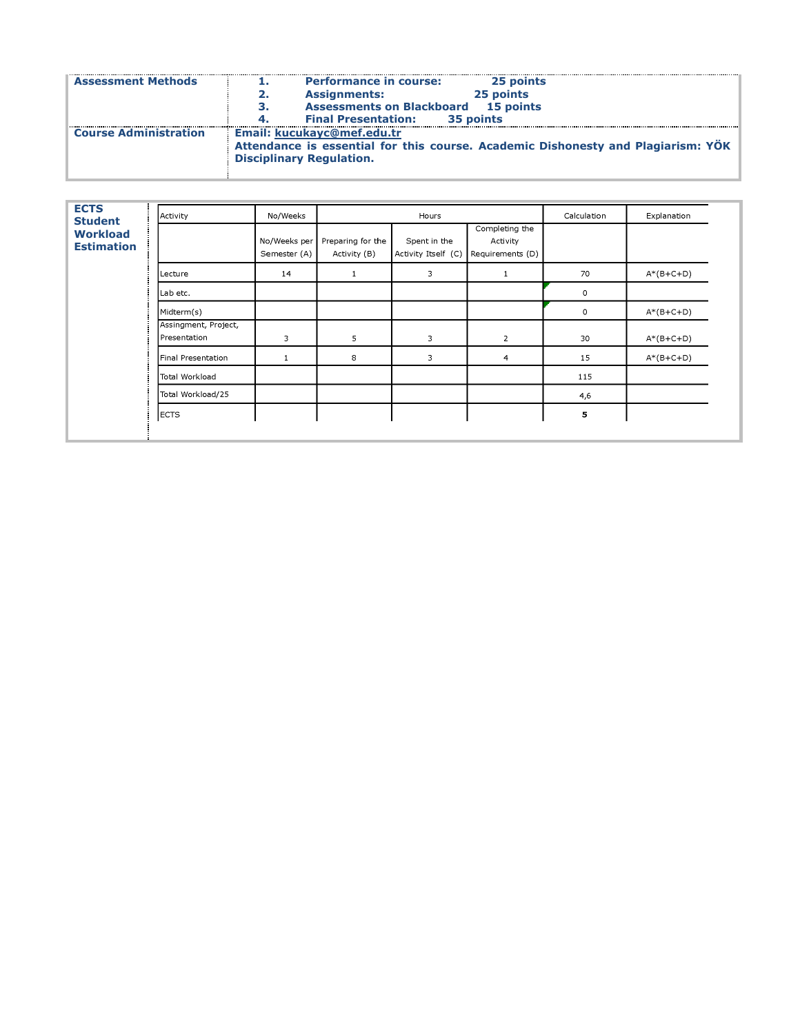| | |
|---|---|
| **Assessment Methods** | **1. Performance in course: 25 points**<br>**2. Assignments: 25 points**<br>**3. Assessments on Blackboard 15 points**<br>**4. Final Presentation: 35 points** |
| **Course Administration** | **Email: kucukayc@mef.edu.tr**<br>**Attendance is essential for this course. Academic Dishonesty and Plagiarism: YÖK Disciplinary Regulation.** |

**ECTS Student Workload Estimation**

| Activity | No/Weeks | Hours | | | Calculation | Explanation |
|---|---|---|---|---|---|---|
| | No/Weeks per Semester (A) | Preparing for the Activity (B) | Spent in the Activity Itself (C) | Completing the Activity Requirements (D) | | |
| Lecture | 14 | 1 | 3 | 1 | 70 | A*(B+C+D) |
| Lab etc. | | | | | 0 | |
| Midterm(s) | | | | | 0 | A*(B+C+D) |
| Assingment, Project, Presentation | 3 | 5 | 3 | 2 | 30 | A*(B+C+D) |
| Final Presentation | 1 | 8 | 3 | 4 | 15 | A*(B+C+D) |
| Total Workload | | | | | 115 | |
| Total Workload/25 | | | | | 4,6 | |
| ECTS | | | | | **5** | |